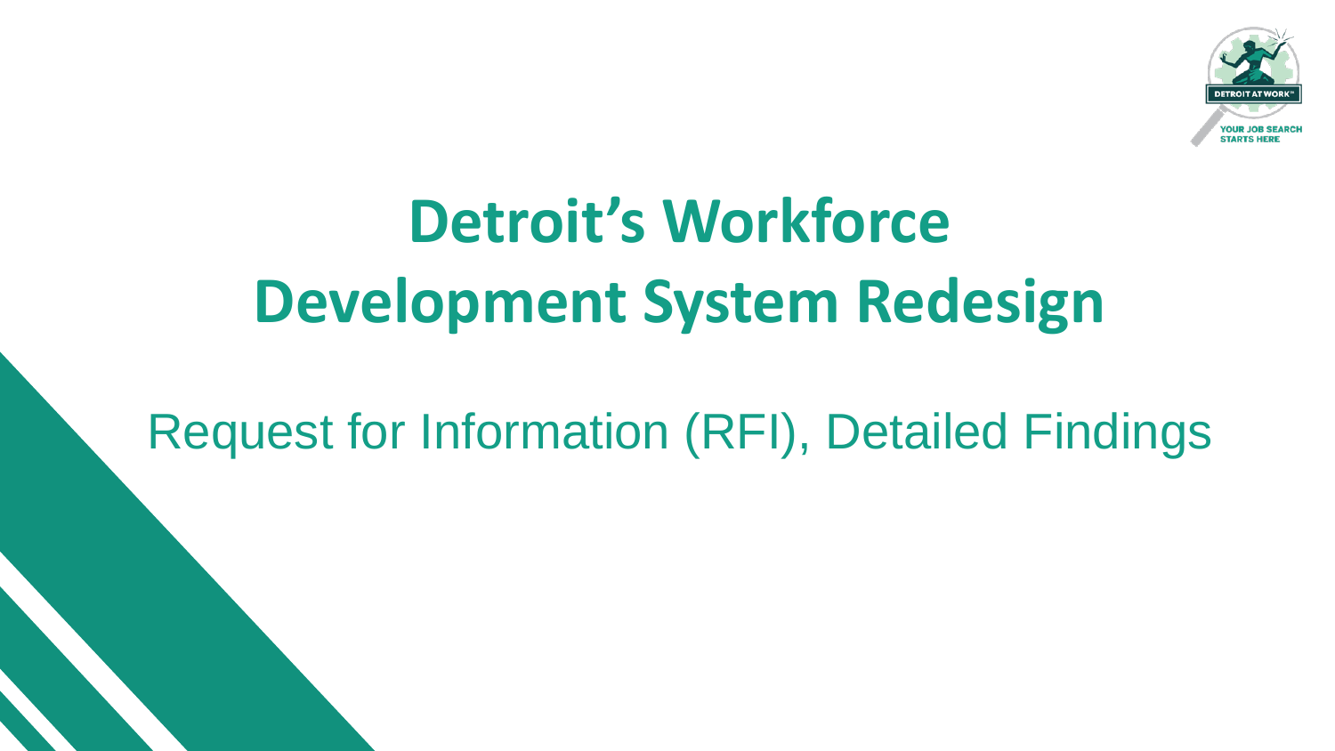# Detroit's Workforce Development System Redesign

## Request for Information (RFI), Detailed Findings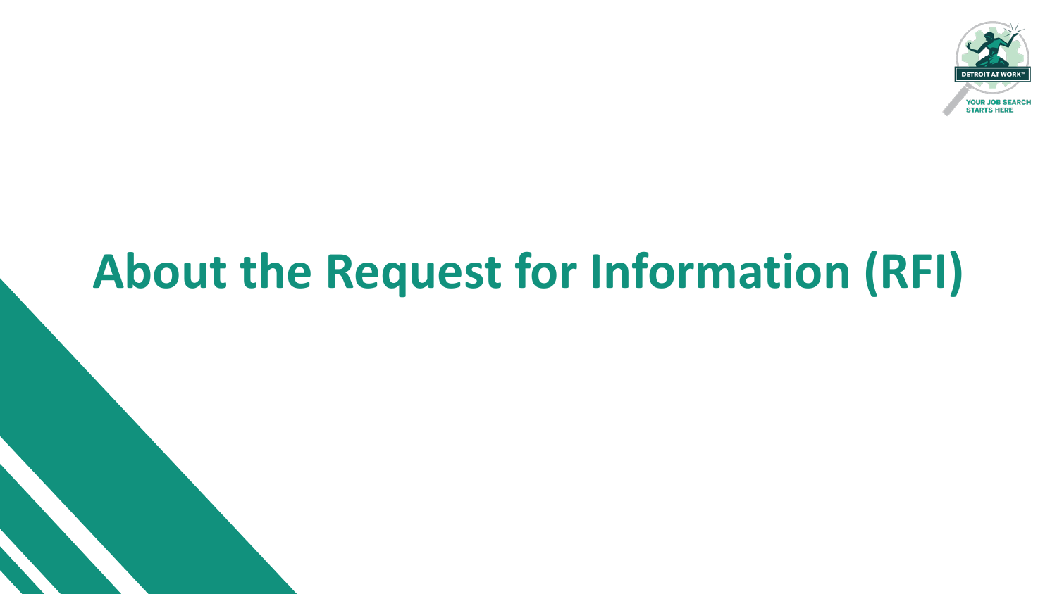# About the Request for Information (RFI)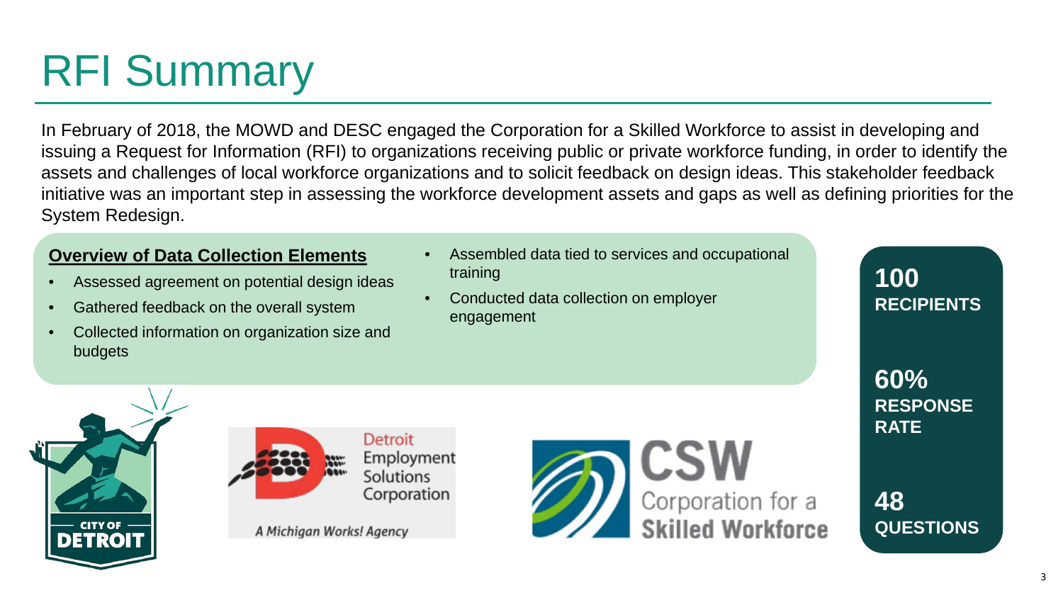# RFI Summary

In February of 2018, the MOWD and DESC engaged the Corporation for a Skilled Workforce to assist in developing and issuing a Request for Information (RFI) to organizations receiving public or private workforce funding, in order to identify the assets and challenges of local workforce organizations and to solicit feedback on design ideas. This stakeholder feedback initiative was an important step in assessing the workforce development assets and gaps as well as defining priorities for the System Redesign.

**Overview of Data Collection Elements**

- Assessed agreement on potential design ideas
- Gathered feedback on the overall system
- Collected information on organization size and budgets
- Assembled data tied to services and occupational training
- Conducted data collection on employer engagement

**100** RECIPIENTS

**60%** RESPONSE RATE

**48** QUESTIONS

CITY OF DETROIT

Detroit Employment Solutions Corporation

*A Michigan Works! Agency*

CSW Corporation for a Skilled Workforce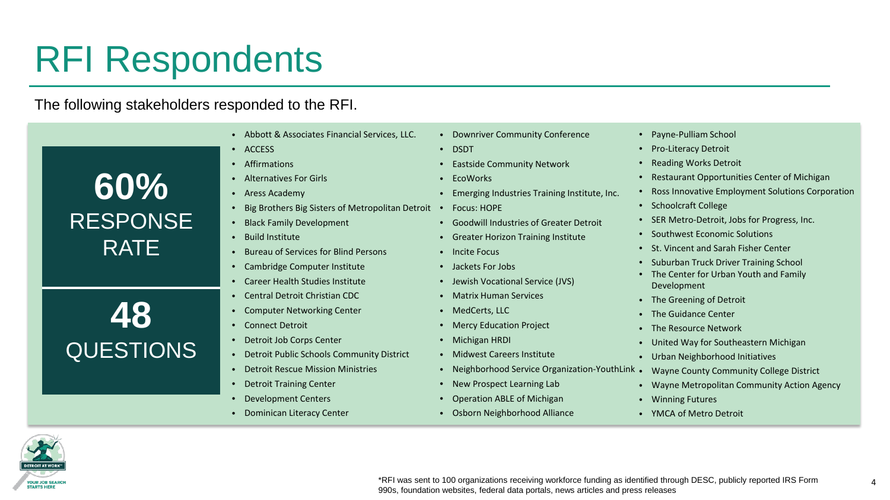# RFI Respondents

The following stakeholders responded to the RFI.

**60%**
RESPONSE RATE

**48**
QUESTIONS

- Abbott & Associates Financial Services, LLC.
- ACCESS
- Affirmations
- Alternatives For Girls
- Aress Academy
- Big Brothers Big Sisters of Metropolitan Detroit
- Black Family Development
- Build Institute
- Bureau of Services for Blind Persons
- Cambridge Computer Institute
- Career Health Studies Institute
- Central Detroit Christian CDC
- Computer Networking Center
- Connect Detroit
- Detroit Job Corps Center
- Detroit Public Schools Community District
- Detroit Rescue Mission Ministries
- Detroit Training Center
- Development Centers
- Dominican Literacy Center
- Downriver Community Conference
- DSDT
- Eastside Community Network
- EcoWorks
- Emerging Industries Training Institute, Inc.
- Focus: HOPE
- Goodwill Industries of Greater Detroit
- Greater Horizon Training Institute
- Incite Focus
- Jackets For Jobs
- Jewish Vocational Service (JVS)
- Matrix Human Services
- MedCerts, LLC
- Mercy Education Project
- Michigan HRDI
- Midwest Careers Institute
- Neighborhood Service Organization-YouthLink
- New Prospect Learning Lab
- Operation ABLE of Michigan
- Osborn Neighborhood Alliance
- Payne-Pulliam School
- Pro-Literacy Detroit
- Reading Works Detroit
- Restaurant Opportunities Center of Michigan
- Ross Innovative Employment Solutions Corporation
- Schoolcraft College
- SER Metro-Detroit, Jobs for Progress, Inc.
- Southwest Economic Solutions
- St. Vincent and Sarah Fisher Center
- Suburban Truck Driver Training School
- The Center for Urban Youth and Family Development
- The Greening of Detroit
- The Guidance Center
- The Resource Network
- United Way for Southeastern Michigan
- Urban Neighborhood Initiatives
- Wayne County Community College District
- Wayne Metropolitan Community Action Agency
- Winning Futures
- YMCA of Metro Detroit

*RFI was sent to 100 organizations receiving workforce funding as identified through DESC, publicly reported IRS Form 990s, foundation websites, federal data portals, news articles and press releases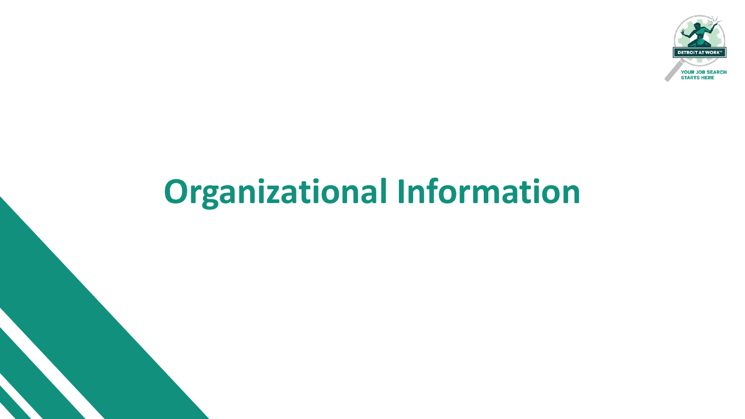# Organizational Information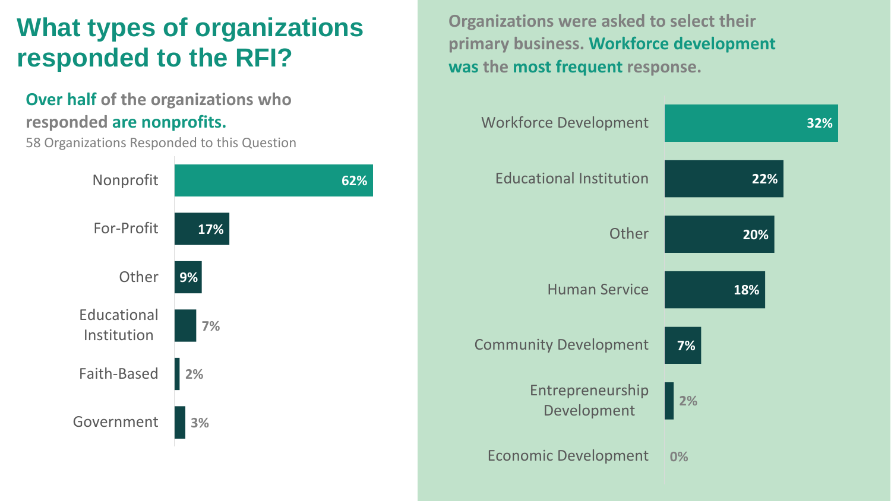# What types of organizations responded to the RFI?

**Over half of the organizations who responded are nonprofits.**

58 Organizations Responded to this Question

| Organization Type | Percentage |
| --- | --- |
| Nonprofit | 62% |
| For-Profit | 17% |
| Other | 9% |
| Educational Institution | 7% |
| Faith-Based | 2% |
| Government | 3% |

**Organizations were asked to select their primary business. Workforce development was the most frequent response.**

| Primary Business | Percentage |
| --- | --- |
| Workforce Development | 32% |
| Educational Institution | 22% |
| Other | 20% |
| Human Service | 18% |
| Community Development | 7% |
| Entrepreneurship Development | 2% |
| Economic Development | 0% |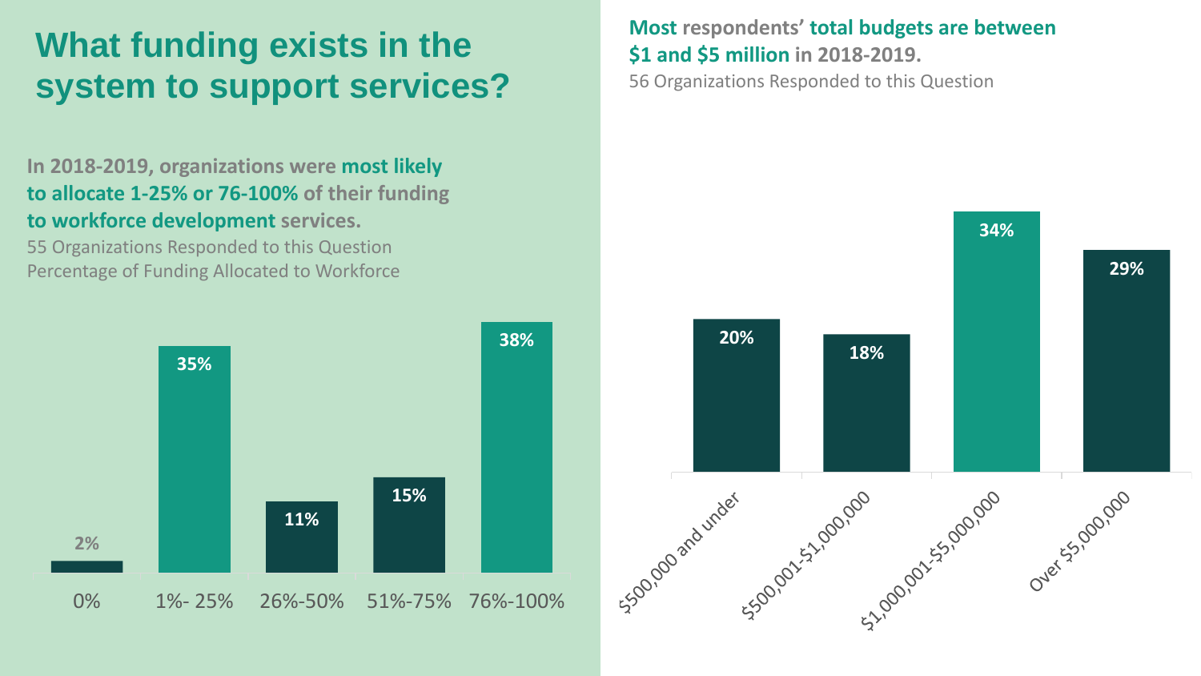# What funding exists in the system to support services?

**In 2018-2019, organizations were most likely to allocate 1-25% or 76-100% of their funding to workforce development services.**

55 Organizations Responded to this Question

Percentage of Funding Allocated to Workforce

| Percentage of Funding Allocated to Workforce | Share of Organizations |
|---|---|
| 0% | 2% |
| 1%- 25% | 35% |
| 26%-50% | 11% |
| 51%-75% | 15% |
| 76%-100% | 38% |

**Most respondents' total budgets are between $1 and $5 million in 2018-2019.**

56 Organizations Responded to this Question

| Total Budget | Share of Organizations |
|---|---|
| $500,000 and under | 20% |
| $500,001-$1,000,000 | 18% |
| $1,000,001-$5,000,000 | 34% |
| Over $5,000,000 | 29% |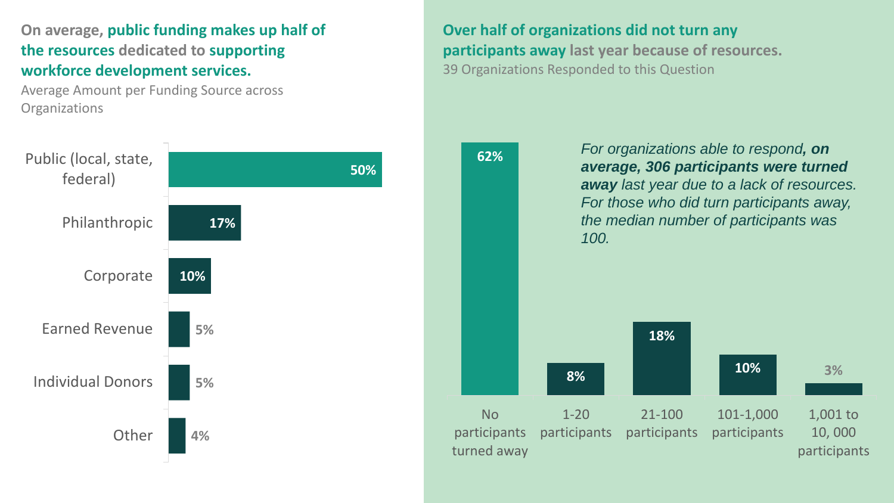## On average, public funding makes up half of the resources dedicated to supporting workforce development services.

Average Amount per Funding Source across Organizations

| Funding Source | Percent |
| --- | --- |
| Public (local, state, federal) | 50% |
| Philanthropic | 17% |
| Corporate | 10% |
| Earned Revenue | 5% |
| Individual Donors | 5% |
| Other | 4% |

## Over half of organizations did not turn any participants away last year because of resources.

39 Organizations Responded to this Question

| Participants Turned Away | Percent |
| --- | --- |
| No participants turned away | 62% |
| 1-20 participants | 8% |
| 21-100 participants | 18% |
| 101-1,000 participants | 10% |
| 1,001 to 10, 000 participants | 3% |

*For organizations able to respond, **on average, 306 participants were turned away** last year due to a lack of resources. For those who did turn participants away, the median number of participants was 100.*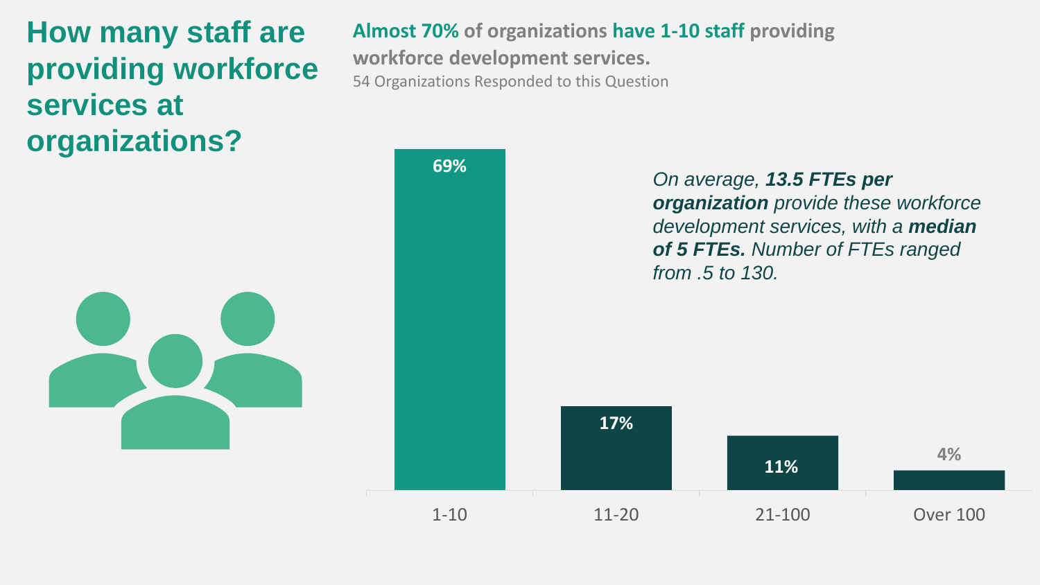# How many staff are providing workforce services at organizations?

**Almost 70% of organizations have 1-10 staff providing workforce development services.**

54 Organizations Responded to this Question

| Staff | Percentage |
|---|---|
| 1-10 | 69% |
| 11-20 | 17% |
| 21-100 | 11% |
| Over 100 | 4% |

*On average, **13.5 FTEs per organization** provide these workforce development services, with a **median of 5 FTEs.** Number of FTEs ranged from .5 to 130.*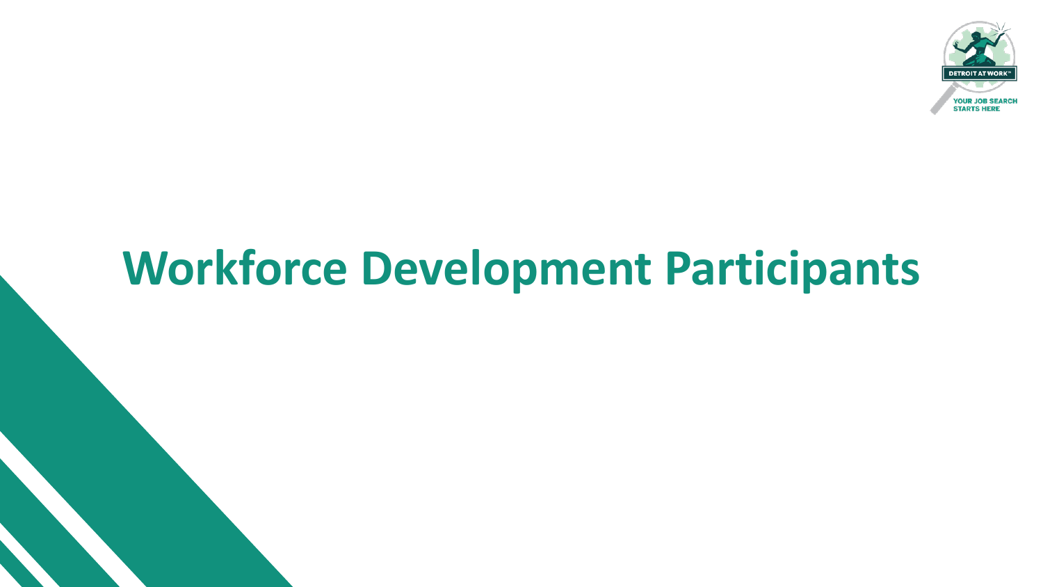# Workforce Development Participants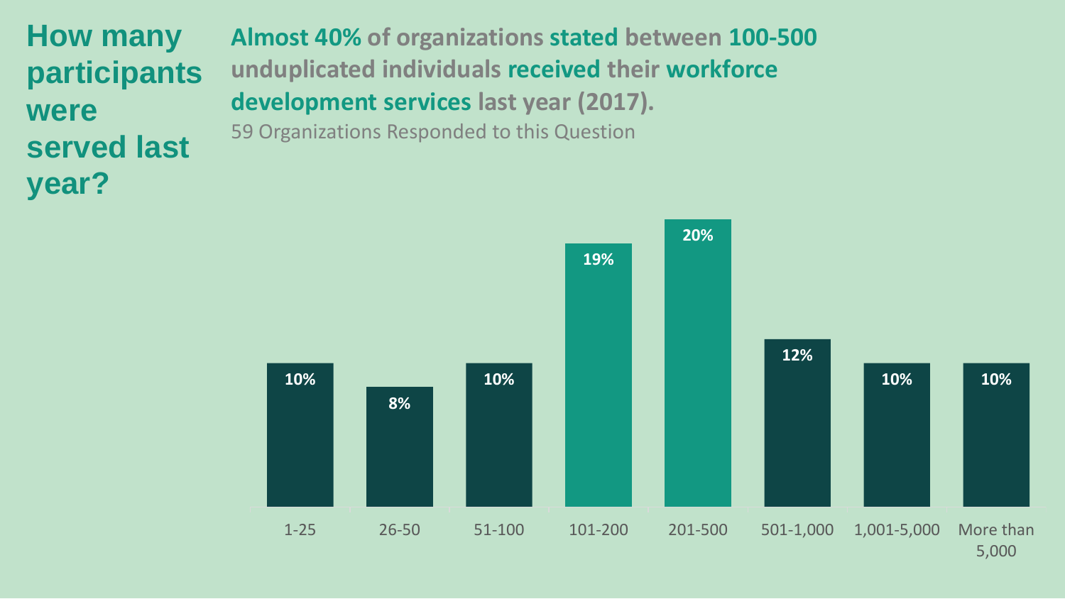# How many participants were served last year?

**Almost 40% of organizations stated between 100-500 unduplicated individuals received their workforce development services last year (2017).**

59 Organizations Responded to this Question

| Participants | Percentage |
|---|---|
| 1-25 | 10% |
| 26-50 | 8% |
| 51-100 | 10% |
| 101-200 | 19% |
| 201-500 | 20% |
| 501-1,000 | 12% |
| 1,001-5,000 | 10% |
| More than 5,000 | 10% |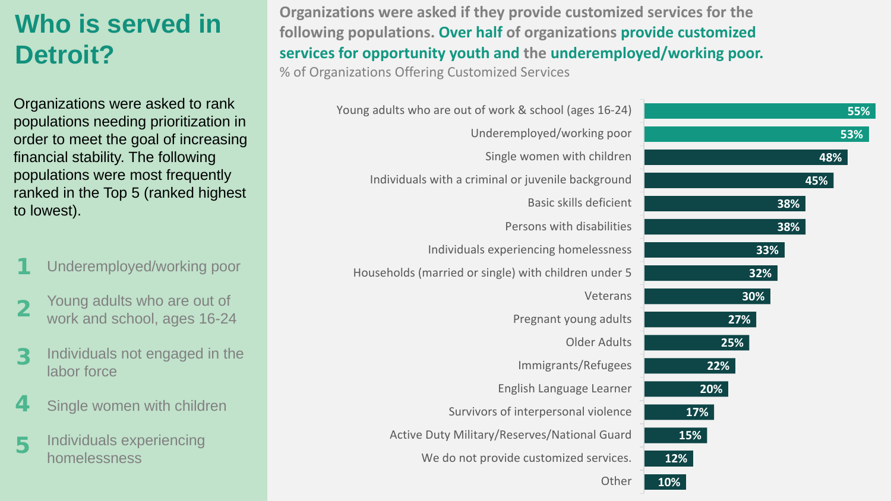# Who is served in Detroit?

Organizations were asked to rank populations needing prioritization in order to meet the goal of increasing financial stability. The following populations were most frequently ranked in the Top 5 (ranked highest to lowest).

1. Underemployed/working poor
2. Young adults who are out of work and school, ages 16-24
3. Individuals not engaged in the labor force
4. Single women with children
5. Individuals experiencing homelessness

Organizations were asked if they provide customized services for the following populations. **Over half of organizations provide customized services for opportunity youth and the underemployed/working poor.**

% of Organizations Offering Customized Services

| Population | % |
|---|---|
| Young adults who are out of work & school (ages 16-24) | 55% |
| Underemployed/working poor | 53% |
| Single women with children | 48% |
| Individuals with a criminal or juvenile background | 45% |
| Basic skills deficient | 38% |
| Persons with disabilities | 38% |
| Individuals experiencing homelessness | 33% |
| Households (married or single) with children under 5 | 32% |
| Veterans | 30% |
| Pregnant young adults | 27% |
| Older Adults | 25% |
| Immigrants/Refugees | 22% |
| English Language Learner | 20% |
| Survivors of interpersonal violence | 17% |
| Active Duty Military/Reserves/National Guard | 15% |
| We do not provide customized services. | 12% |
| Other | 10% |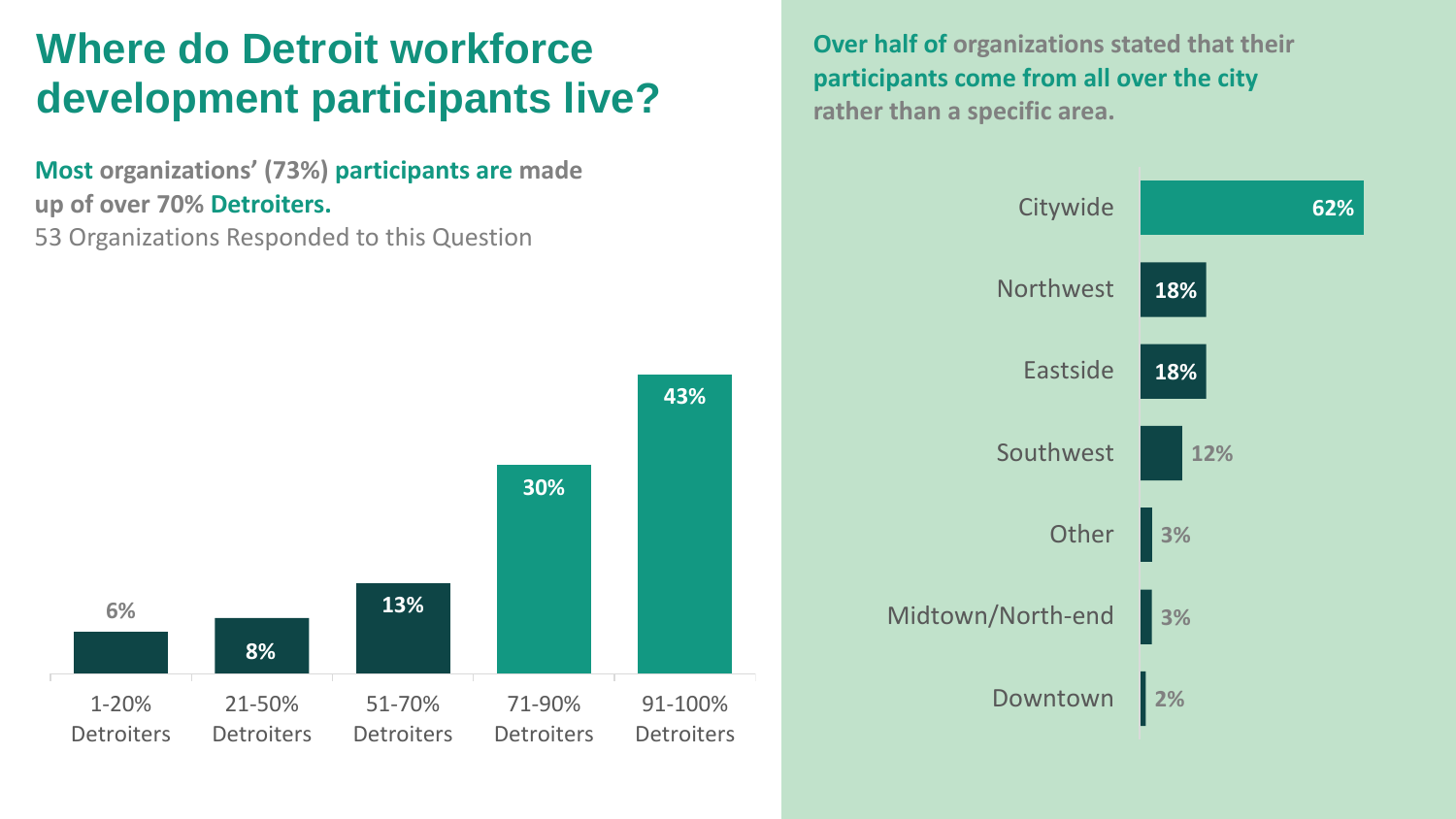# Where do Detroit workforce development participants live?

**Most organizations' (73%) participants are made up of over 70% Detroiters.**

53 Organizations Responded to this Question

| Share of Detroiters | Organizations |
|---|---|
| 1-20% Detroiters | 6% |
| 21-50% Detroiters | 8% |
| 51-70% Detroiters | 13% |
| 71-90% Detroiters | 30% |
| 91-100% Detroiters | 43% |

**Over half of organizations stated that their participants come from all over the city rather than a specific area.**

| Area | Organizations |
|---|---|
| Citywide | 62% |
| Northwest | 18% |
| Eastside | 18% |
| Southwest | 12% |
| Other | 3% |
| Midtown/North-end | 3% |
| Downtown | 2% |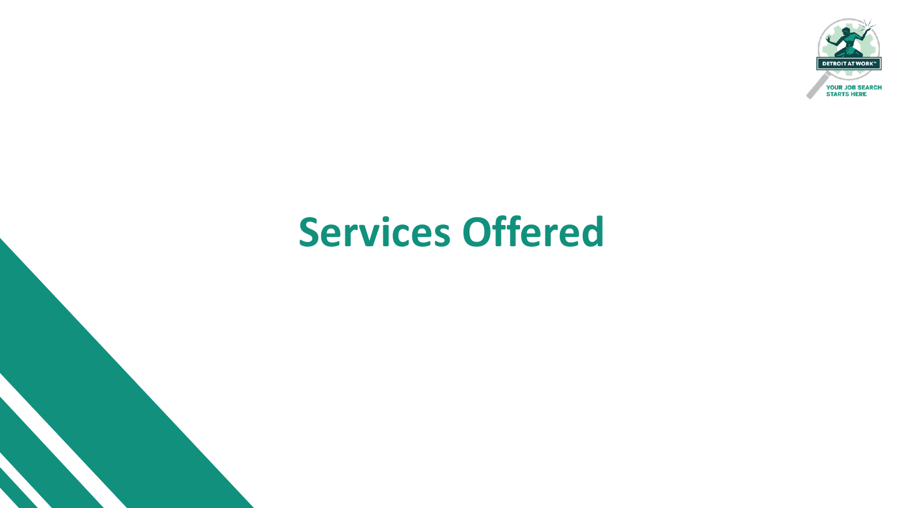# Services Offered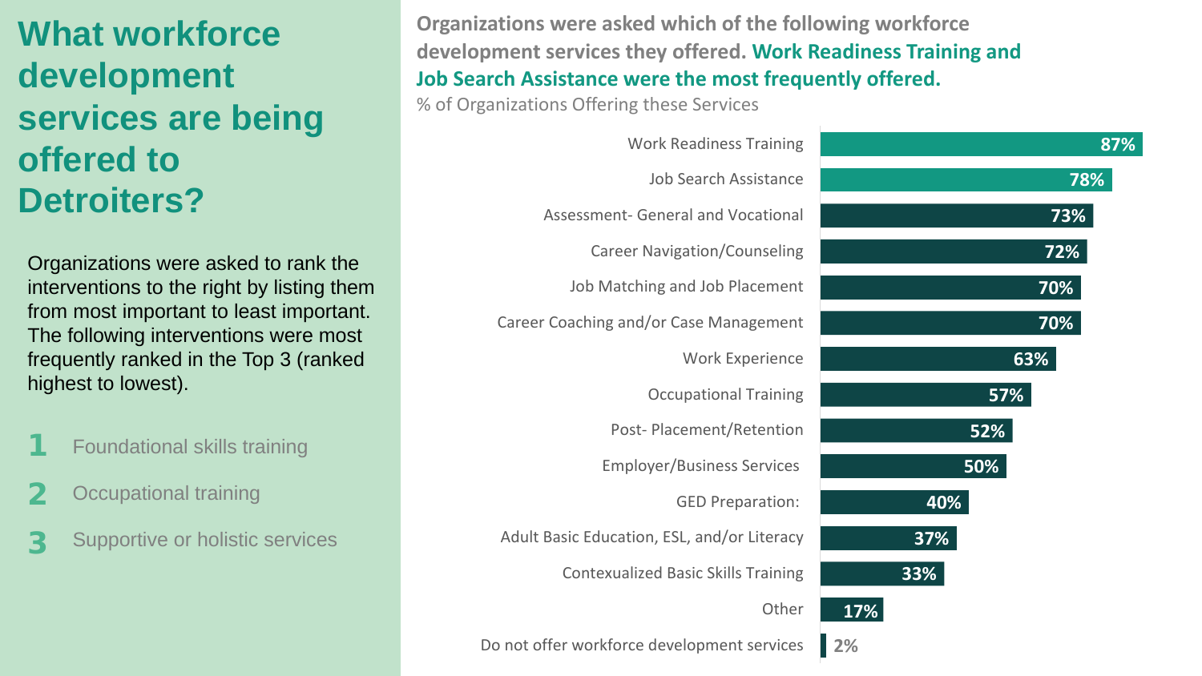# What workforce development services are being offered to Detroiters?

Organizations were asked to rank the interventions to the right by listing them from most important to least important. The following interventions were most frequently ranked in the Top 3 (ranked highest to lowest).

1. Foundational skills training
2. Occupational training
3. Supportive or holistic services

**Organizations were asked which of the following workforce development services they offered. Work Readiness Training and Job Search Assistance were the most frequently offered.**

% of Organizations Offering these Services

| Service | % |
|---|---|
| Work Readiness Training | 87% |
| Job Search Assistance | 78% |
| Assessment- General and Vocational | 73% |
| Career Navigation/Counseling | 72% |
| Job Matching and Job Placement | 70% |
| Career Coaching and/or Case Management | 70% |
| Work Experience | 63% |
| Occupational Training | 57% |
| Post- Placement/Retention | 52% |
| Employer/Business Services | 50% |
| GED Preparation: | 40% |
| Adult Basic Education, ESL, and/or Literacy | 37% |
| Contexualized Basic Skills Training | 33% |
| Other | 17% |
| Do not offer workforce development services | 2% |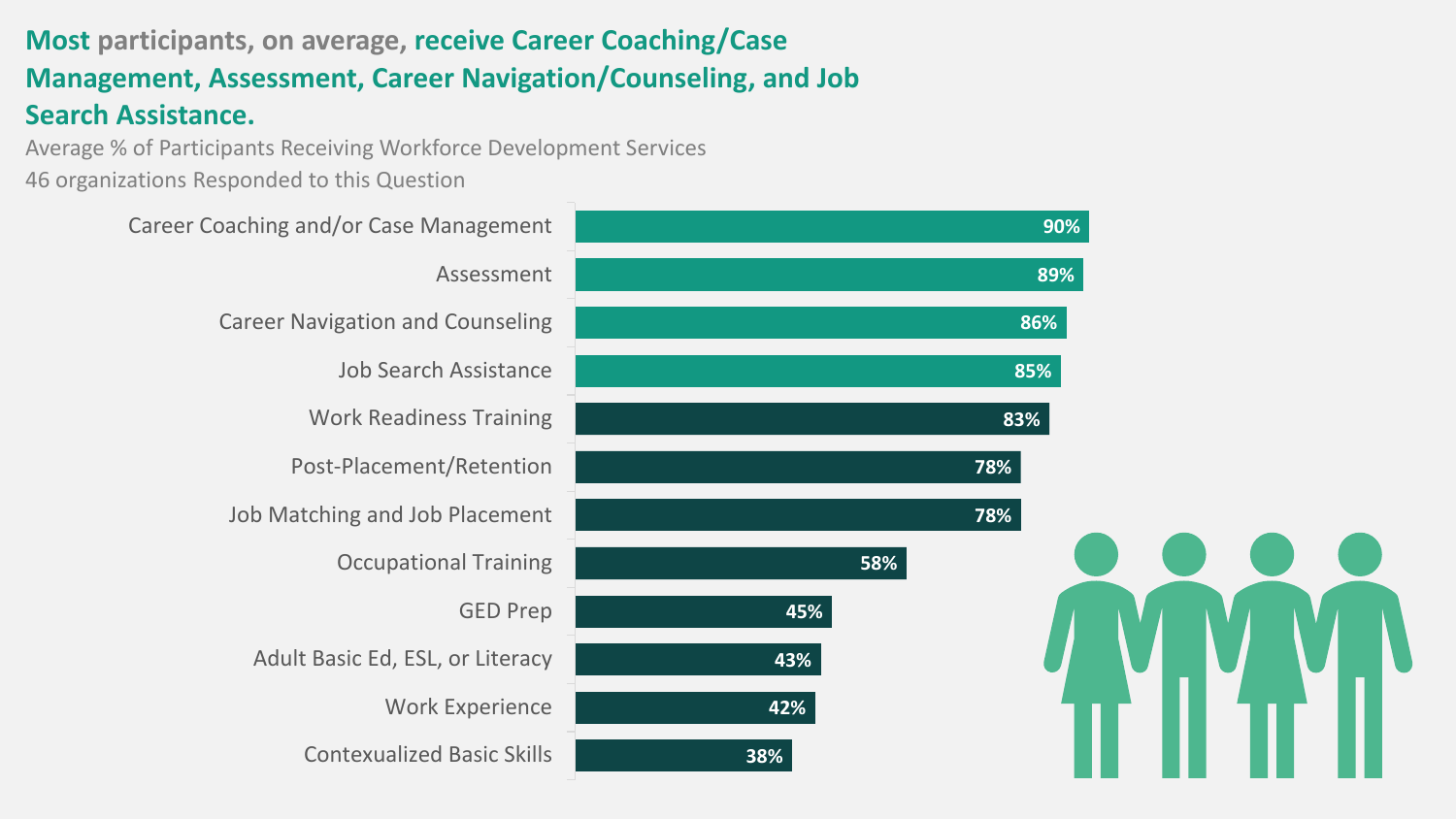## Most participants, on average, receive Career Coaching/Case Management, Assessment, Career Navigation/Counseling, and Job Search Assistance.

Average % of Participants Receiving Workforce Development Services

46 organizations Responded to this Question

| Service | Average % of Participants |
| --- | --- |
| Career Coaching and/or Case Management | 90% |
| Assessment | 89% |
| Career Navigation and Counseling | 86% |
| Job Search Assistance | 85% |
| Work Readiness Training | 83% |
| Post-Placement/Retention | 78% |
| Job Matching and Job Placement | 78% |
| Occupational Training | 58% |
| GED Prep | 45% |
| Adult Basic Ed, ESL, or Literacy | 43% |
| Work Experience | 42% |
| Contexualized Basic Skills | 38% |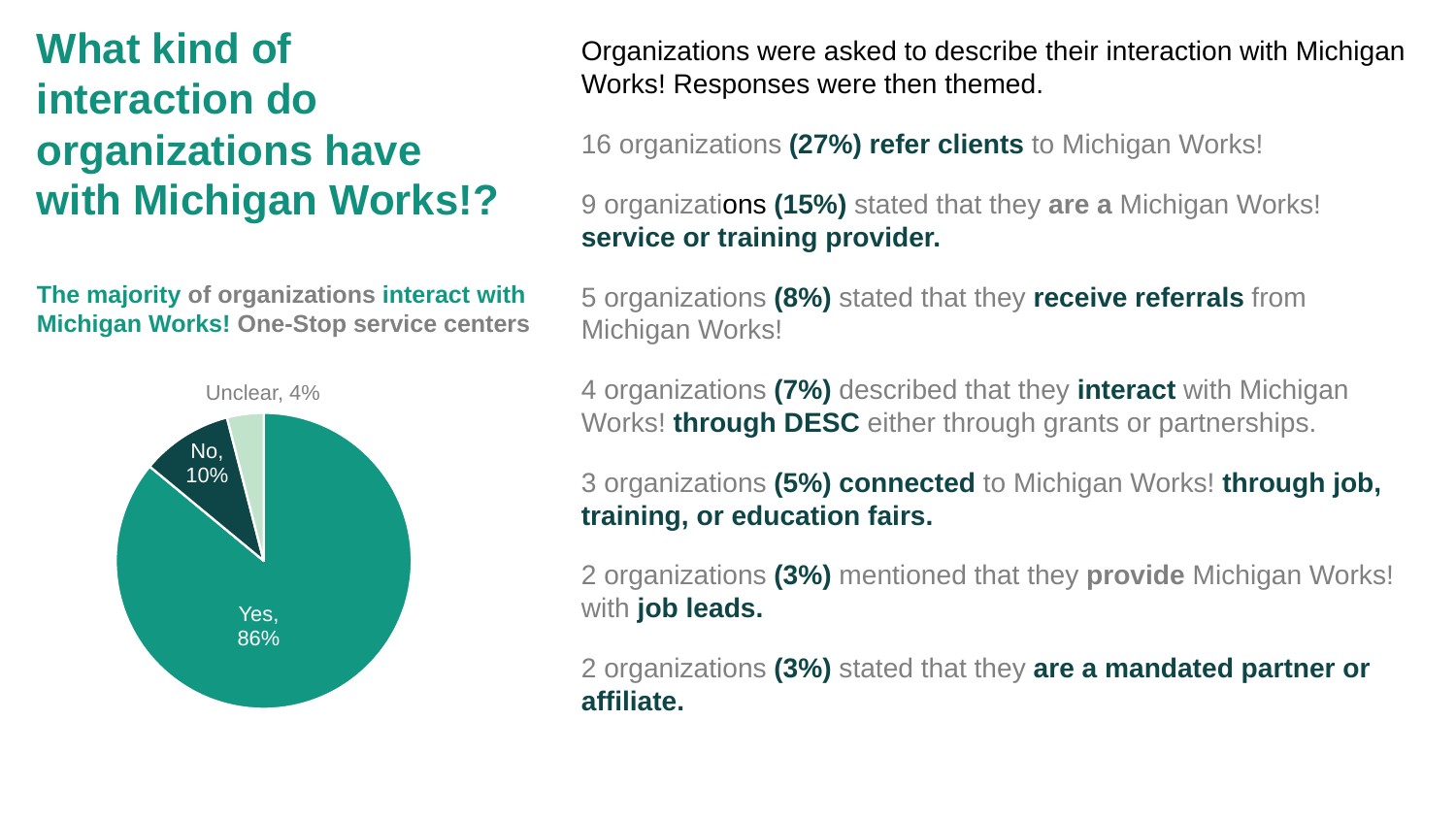# What kind of interaction do organizations have with Michigan Works!?

**The majority of organizations interact with Michigan Works! One-Stop service centers**

Unclear, 4%

No, 10%

Yes, 86%

Organizations were asked to describe their interaction with Michigan Works! Responses were then themed.

16 organizations **(27%) refer clients** to Michigan Works!

9 organizations **(15%)** stated that they **are a** Michigan Works! **service or training provider.**

5 organizations **(8%)** stated that they **receive referrals** from Michigan Works!

4 organizations **(7%)** described that they **interact** with Michigan Works! **through DESC** either through grants or partnerships.

3 organizations **(5%) connected** to Michigan Works! **through job, training, or education fairs.**

2 organizations **(3%)** mentioned that they **provide** Michigan Works! with **job leads.**

2 organizations **(3%)** stated that they **are a mandated partner or affiliate.**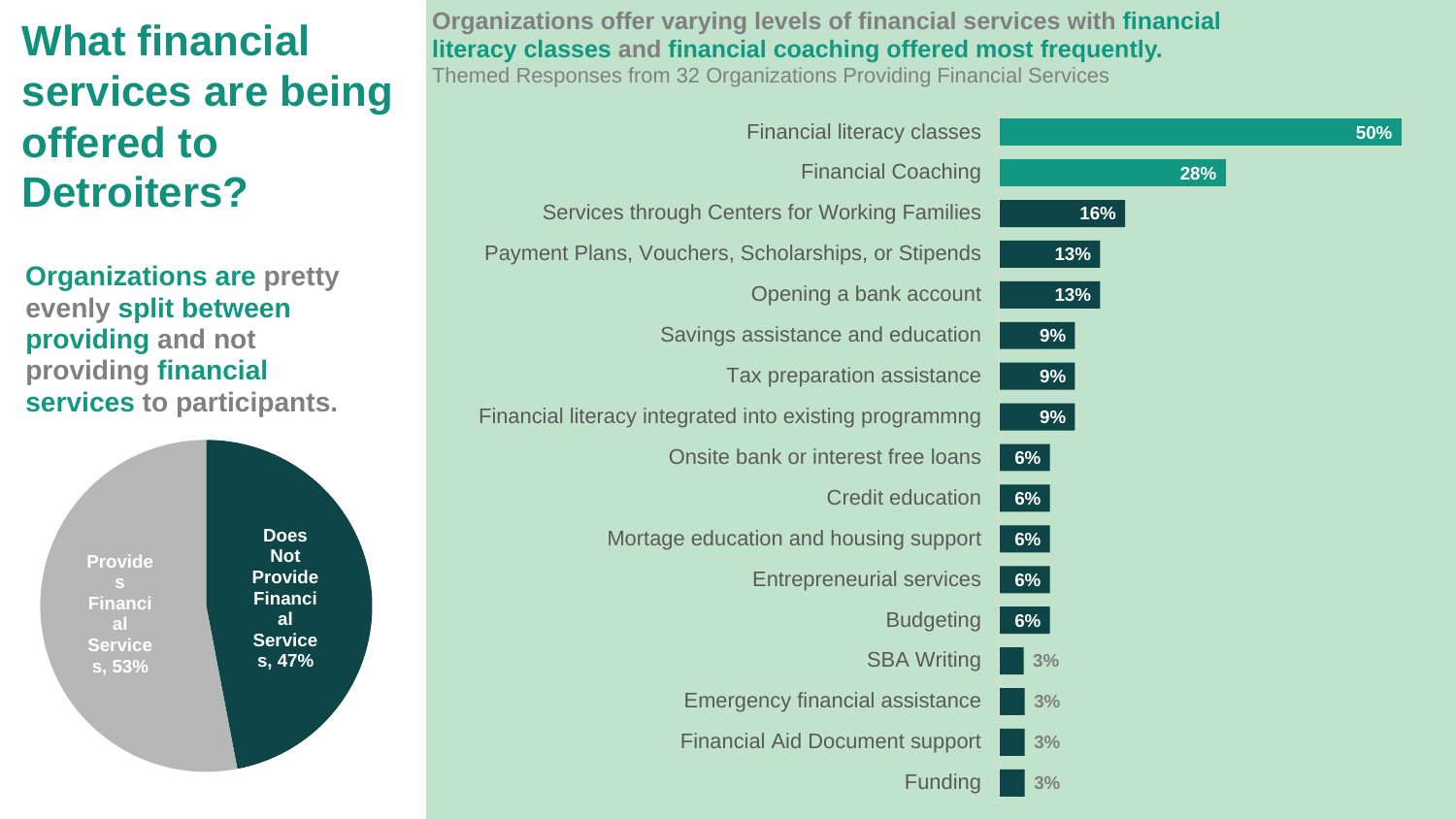# What financial services are being offered to Detroiters?

**Organizations are pretty evenly split between providing and not providing financial services to participants.**

| Category | Percent |
|---|---|
| Provides Financial Services | 53% |
| Does Not Provide Financial Services | 47% |

**Organizations offer varying levels of financial services with financial literacy classes and financial coaching offered most frequently.**

Themed Responses from 32 Organizations Providing Financial Services

| Service | Percent |
|---|---|
| Financial literacy classes | 50% |
| Financial Coaching | 28% |
| Services through Centers for Working Families | 16% |
| Payment Plans, Vouchers, Scholarships, or Stipends | 13% |
| Opening a bank account | 13% |
| Savings assistance and education | 9% |
| Tax preparation assistance | 9% |
| Financial literacy integrated into existing programmng | 9% |
| Onsite bank or interest free loans | 6% |
| Credit education | 6% |
| Mortage education and housing support | 6% |
| Entrepreneurial services | 6% |
| Budgeting | 6% |
| SBA Writing | 3% |
| Emergency financial assistance | 3% |
| Financial Aid Document support | 3% |
| Funding | 3% |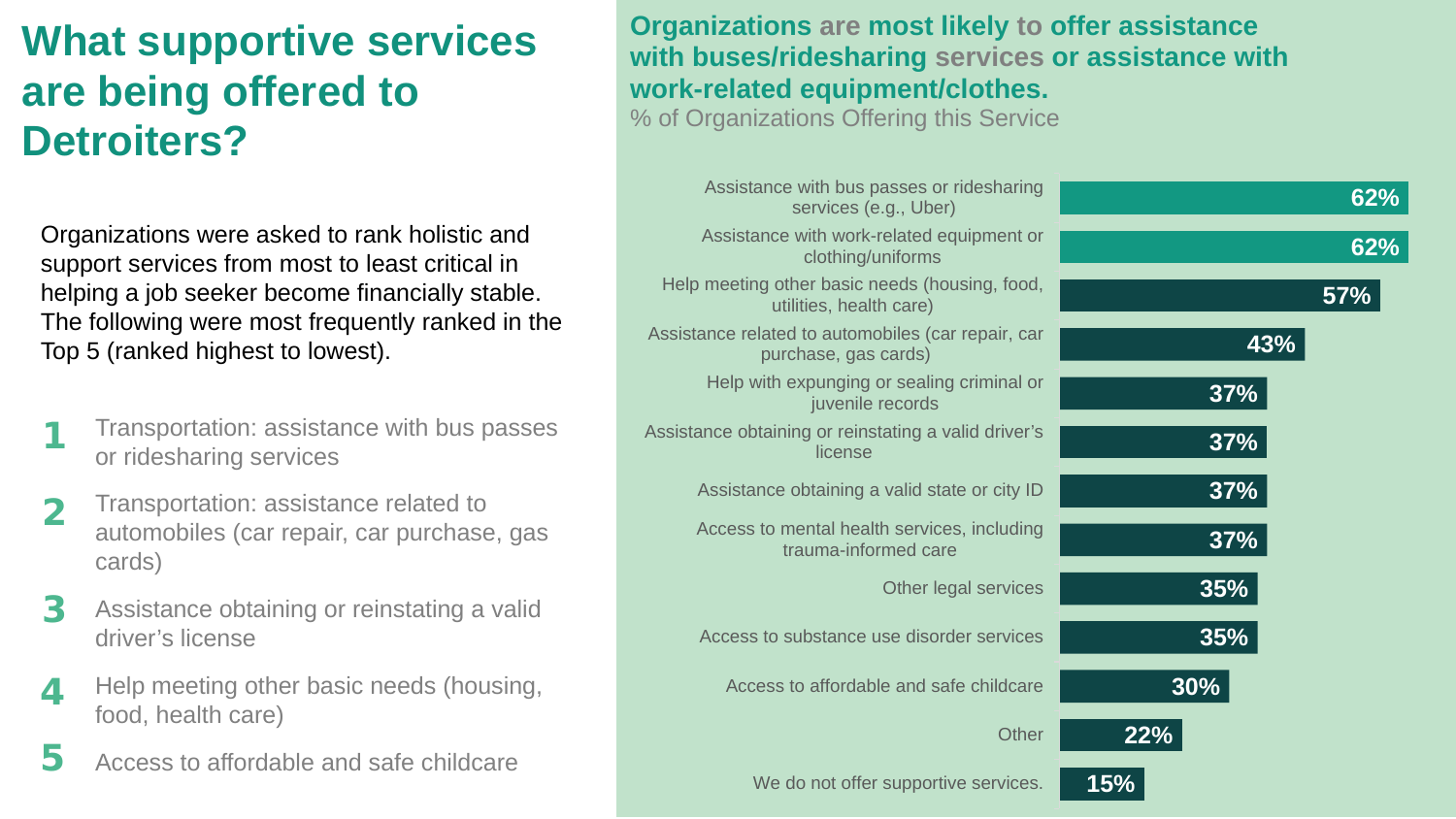# What supportive services are being offered to Detroiters?

Organizations were asked to rank holistic and support services from most to least critical in helping a job seeker become financially stable. The following were most frequently ranked in the Top 5 (ranked highest to lowest).

1. Transportation: assistance with bus passes or ridesharing services
2. Transportation: assistance related to automobiles (car repair, car purchase, gas cards)
3. Assistance obtaining or reinstating a valid driver's license
4. Help meeting other basic needs (housing, food, health care)
5. Access to affordable and safe childcare

## Organizations are most likely to offer assistance with buses/ridesharing services or assistance with work-related equipment/clothes.

% of Organizations Offering this Service

| Service | % |
|---|---|
| Assistance with bus passes or ridesharing services (e.g., Uber) | 62% |
| Assistance with work-related equipment or clothing/uniforms | 62% |
| Help meeting other basic needs (housing, food, utilities, health care) | 57% |
| Assistance related to automobiles (car repair, car purchase, gas cards) | 43% |
| Help with expunging or sealing criminal or juvenile records | 37% |
| Assistance obtaining or reinstating a valid driver's license | 37% |
| Assistance obtaining a valid state or city ID | 37% |
| Access to mental health services, including trauma-informed care | 37% |
| Other legal services | 35% |
| Access to substance use disorder services | 35% |
| Access to affordable and safe childcare | 30% |
| Other | 22% |
| We do not offer supportive services. | 15% |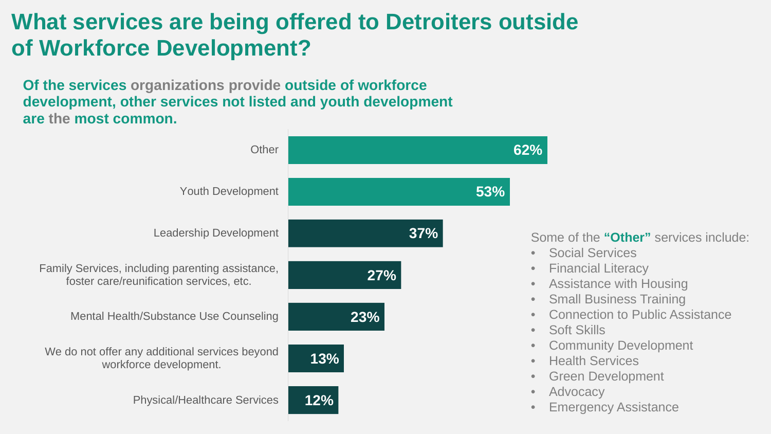# What services are being offered to Detroiters outside of Workforce Development?

**Of the services organizations provide outside of workforce development, other services not listed and youth development are the most common.**

| Service | Percentage |
|---|---|
| Other | 62% |
| Youth Development | 53% |
| Leadership Development | 37% |
| Family Services, including parenting assistance, foster care/reunification services, etc. | 27% |
| Mental Health/Substance Use Counseling | 23% |
| We do not offer any additional services beyond workforce development. | 13% |
| Physical/Healthcare Services | 12% |

Some of the **"Other"** services include:

- Social Services
- Financial Literacy
- Assistance with Housing
- Small Business Training
- Connection to Public Assistance
- Soft Skills
- Community Development
- Health Services
- Green Development
- Advocacy
- Emergency Assistance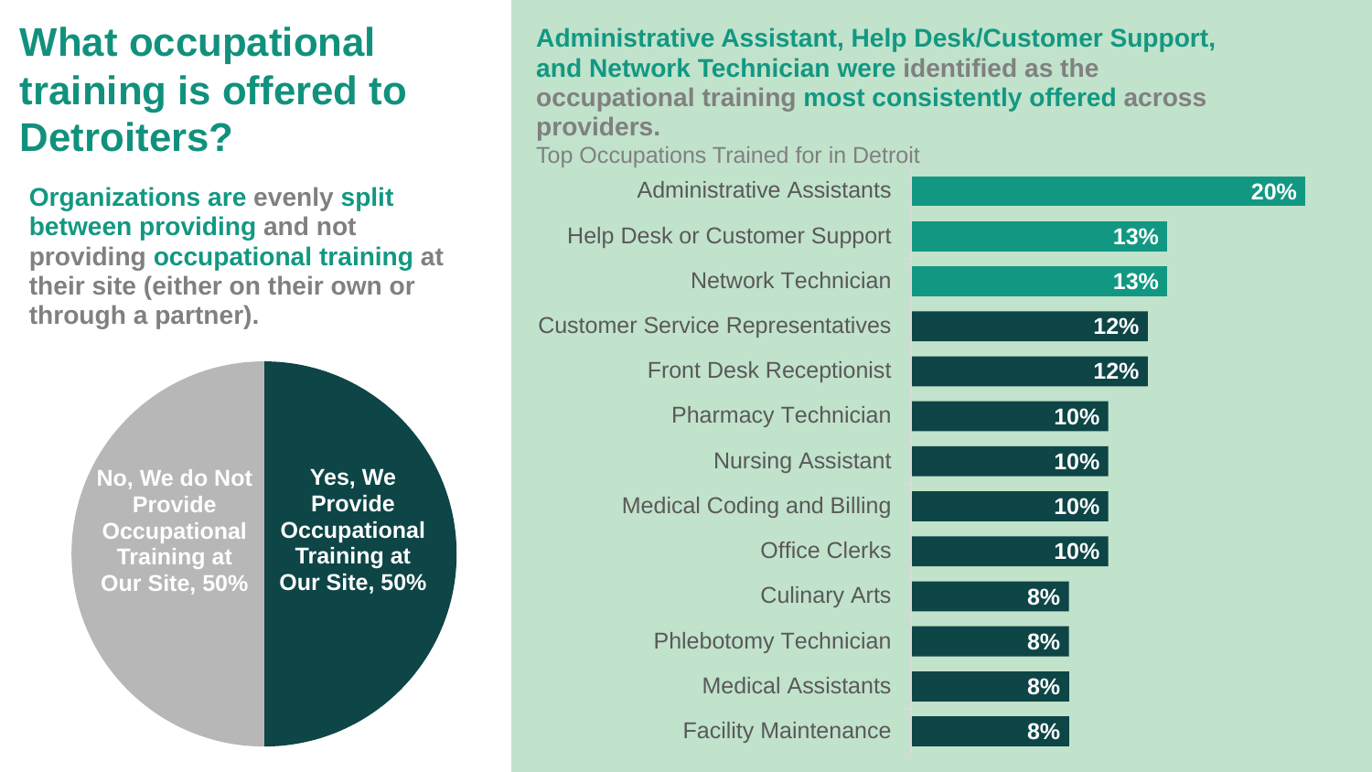# What occupational training is offered to Detroiters?

**Organizations are evenly split between providing and not providing occupational training at their site (either on their own or through a partner).**

| Response | Share |
|---|---|
| No, We do Not Provide Occupational Training at Our Site | 50% |
| Yes, We Provide Occupational Training at Our Site | 50% |

**Administrative Assistant, Help Desk/Customer Support, and Network Technician were identified as the occupational training most consistently offered across providers.**

Top Occupations Trained for in Detroit

| Occupation | Percent |
|---|---|
| Administrative Assistants | 20% |
| Help Desk or Customer Support | 13% |
| Network Technician | 13% |
| Customer Service Representatives | 12% |
| Front Desk Receptionist | 12% |
| Pharmacy Technician | 10% |
| Nursing Assistant | 10% |
| Medical Coding and Billing | 10% |
| Office Clerks | 10% |
| Culinary Arts | 8% |
| Phlebotomy Technician | 8% |
| Medical Assistants | 8% |
| Facility Maintenance | 8% |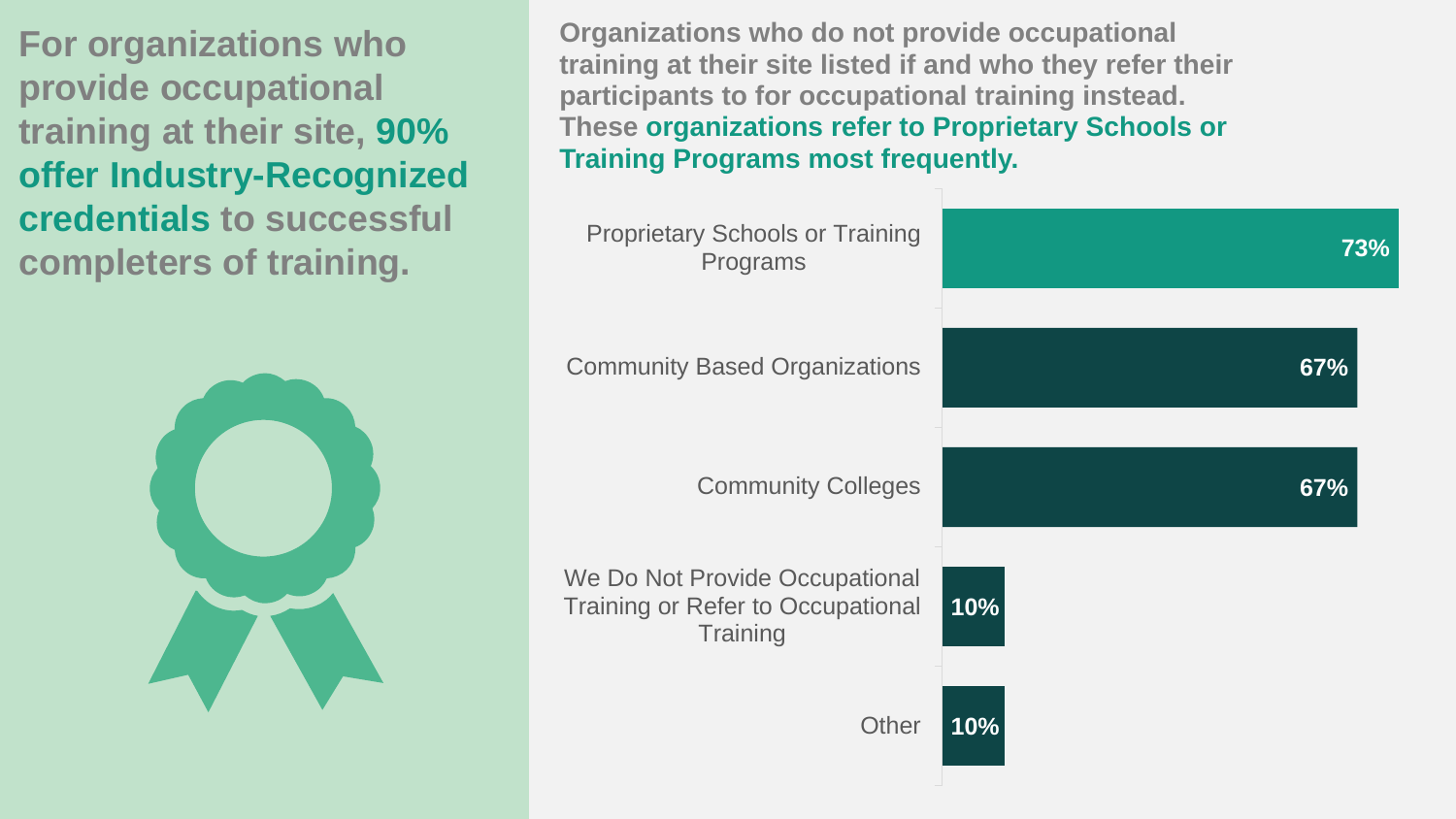**For organizations who provide occupational training at their site, 90% offer Industry-Recognized credentials to successful completers of training.**

**Organizations who do not provide occupational training at their site listed if and who they refer their participants to for occupational training instead. These organizations refer to Proprietary Schools or Training Programs most frequently.**

| Referral | Percent |
| --- | --- |
| Proprietary Schools or Training Programs | 73% |
| Community Based Organizations | 67% |
| Community Colleges | 67% |
| We Do Not Provide Occupational Training or Refer to Occupational Training | 10% |
| Other | 10% |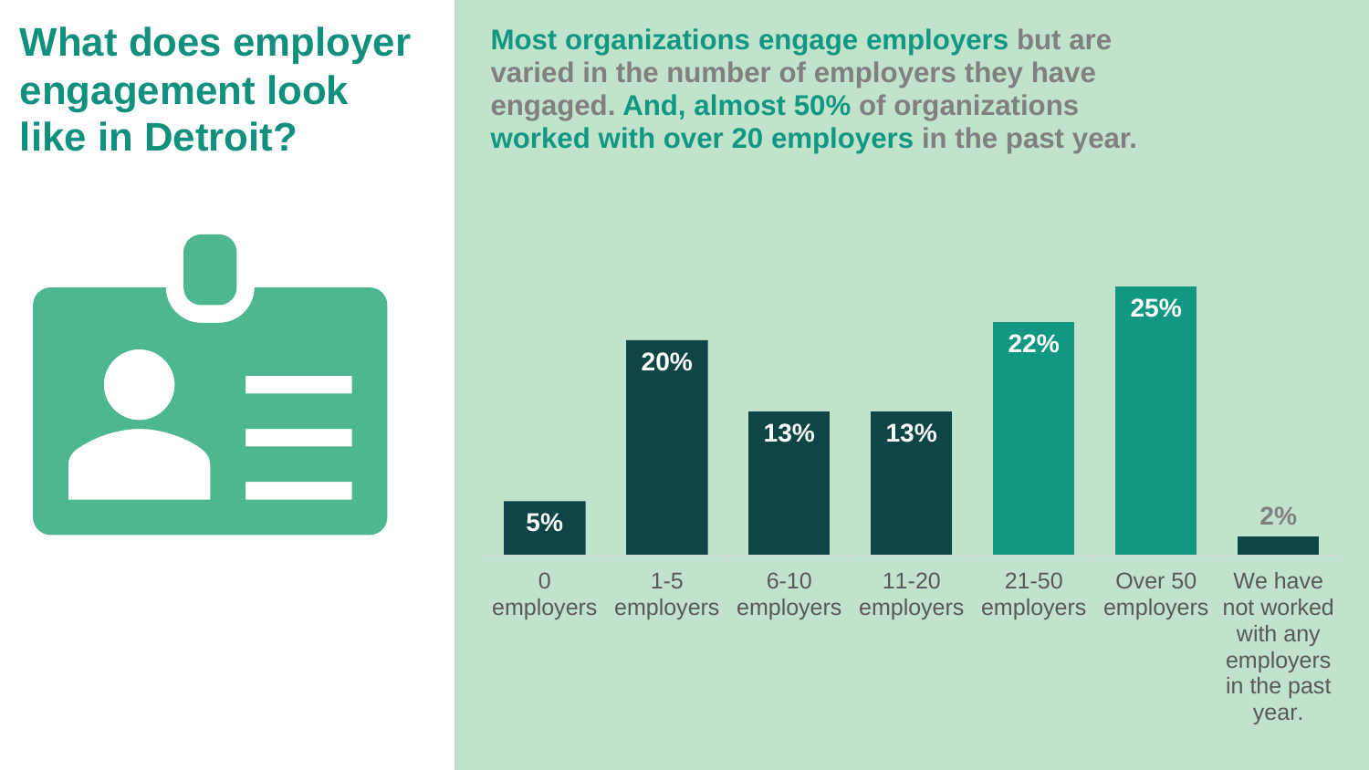# What does employer engagement look like in Detroit?

**Most organizations engage employers** but are varied in the number of employers they have engaged. **And, almost 50% of organizations worked with over 20 employers** in the past year.

| Number of employers engaged | Percentage |
|---|---|
| 0 employers | 5% |
| 1-5 employers | 20% |
| 6-10 employers | 13% |
| 11-20 employers | 13% |
| 21-50 employers | 22% |
| Over 50 employers | 25% |
| We have not worked with any employers in the past year. | 2% |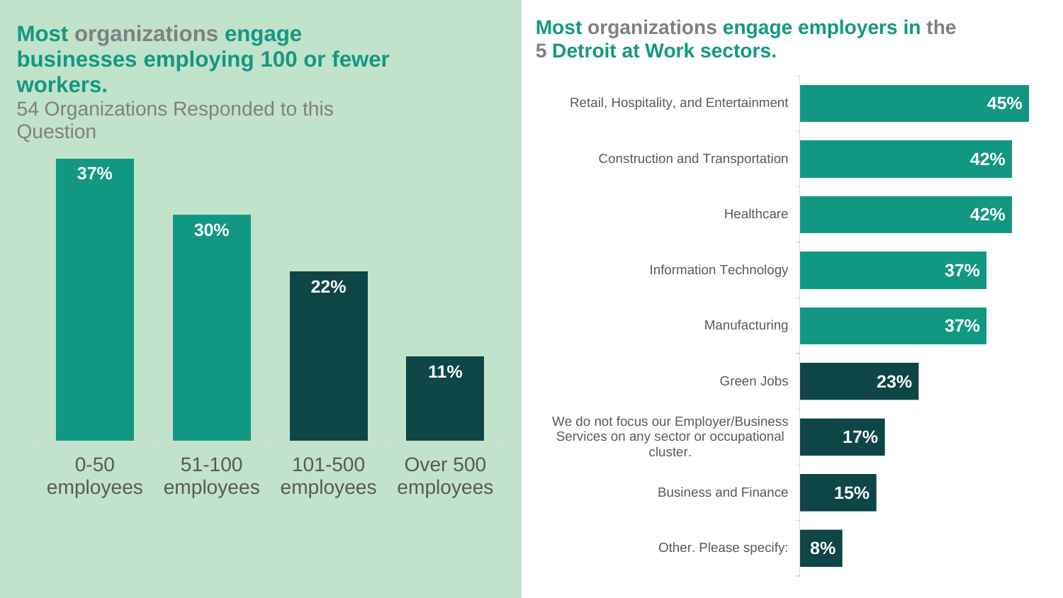## Most organizations engage businesses employing 100 or fewer workers.

54 Organizations Responded to this Question

| Business size | Percentage |
| --- | --- |
| 0-50 employees | 37% |
| 51-100 employees | 30% |
| 101-500 employees | 22% |
| Over 500 employees | 11% |

## Most organizations engage employers in the 5 Detroit at Work sectors.

| Sector | Percentage |
| --- | --- |
| Retail, Hospitality, and Entertainment | 45% |
| Construction and Transportation | 42% |
| Healthcare | 42% |
| Information Technology | 37% |
| Manufacturing | 37% |
| Green Jobs | 23% |
| We do not focus our Employer/Business Services on any sector or occupational cluster. | 17% |
| Business and Finance | 15% |
| Other. Please specify: | 8% |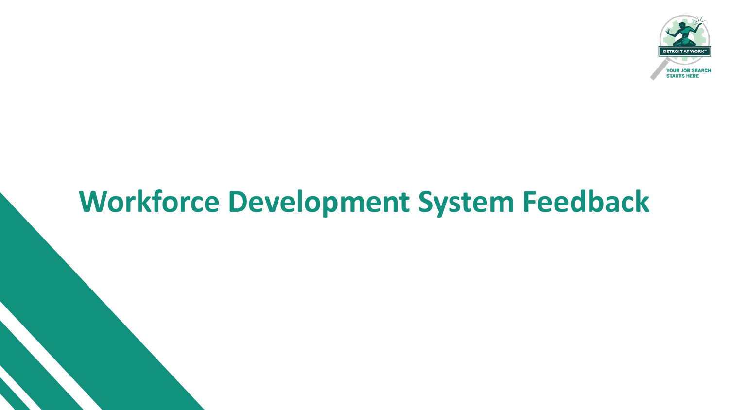# Workforce Development System Feedback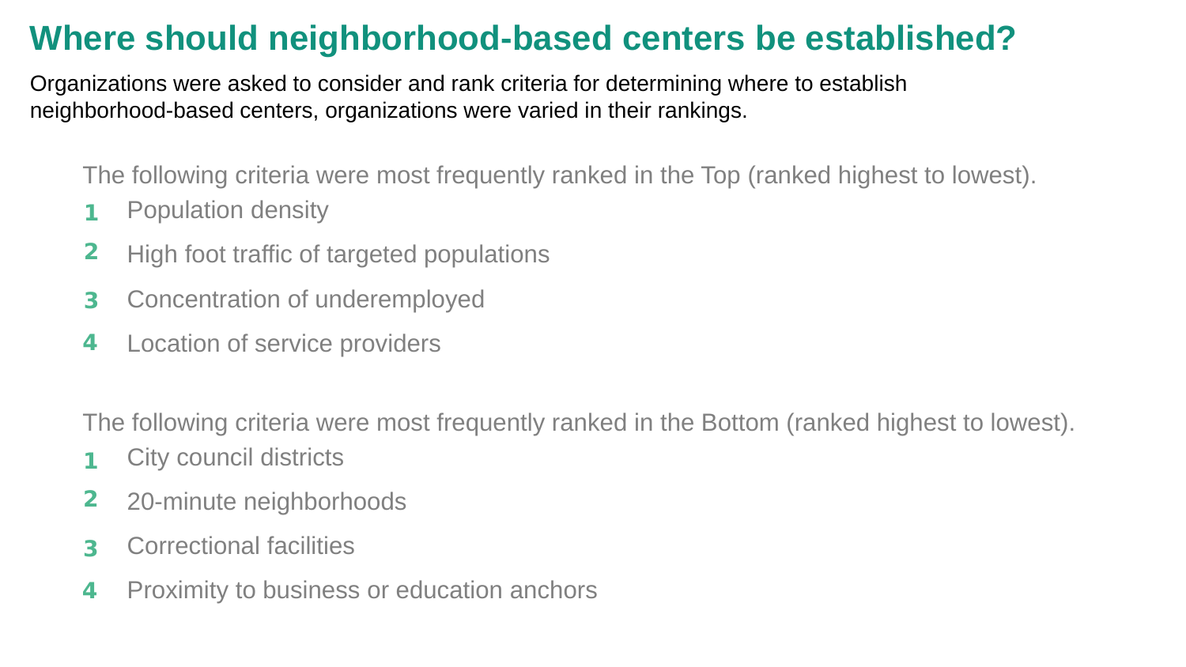# Where should neighborhood-based centers be established?

Organizations were asked to consider and rank criteria for determining where to establish neighborhood-based centers, organizations were varied in their rankings.

The following criteria were most frequently ranked in the Top (ranked highest to lowest).

1. Population density
2. High foot traffic of targeted populations
3. Concentration of underemployed
4. Location of service providers

The following criteria were most frequently ranked in the Bottom (ranked highest to lowest).

1. City council districts
2. 20-minute neighborhoods
3. Correctional facilities
4. Proximity to business or education anchors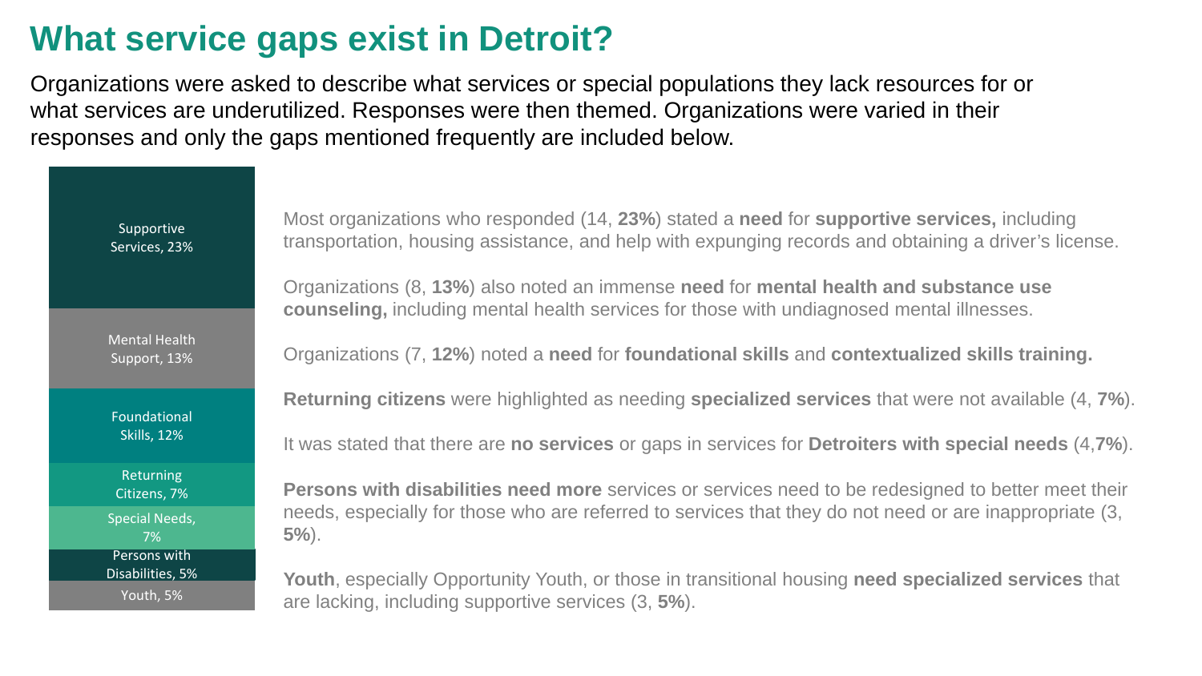# What service gaps exist in Detroit?

Organizations were asked to describe what services or special populations they lack resources for or what services are underutilized. Responses were then themed. Organizations were varied in their responses and only the gaps mentioned frequently are included below.

| Service Gap |
| --- |
| Supportive Services, 23% |
| Mental Health Support, 13% |
| Foundational Skills, 12% |
| Returning Citizens, 7% |
| Special Needs, 7% |
| Persons with Disabilities, 5% |
| Youth, 5% |

Most organizations who responded (14, **23%**) stated a **need** for **supportive services,** including transportation, housing assistance, and help with expunging records and obtaining a driver's license.

Organizations (8, **13%**) also noted an immense **need** for **mental health and substance use counseling,** including mental health services for those with undiagnosed mental illnesses.

Organizations (7, **12%**) noted a **need** for **foundational skills** and **contextualized skills training.**

**Returning citizens** were highlighted as needing **specialized services** that were not available (4, **7%**).

It was stated that there are **no services** or gaps in services for **Detroiters with special needs** (4,**7%**).

**Persons with disabilities need more** services or services need to be redesigned to better meet their needs, especially for those who are referred to services that they do not need or are inappropriate (3, **5%**).

**Youth**, especially Opportunity Youth, or those in transitional housing **need specialized services** that are lacking, including supportive services (3, **5%**).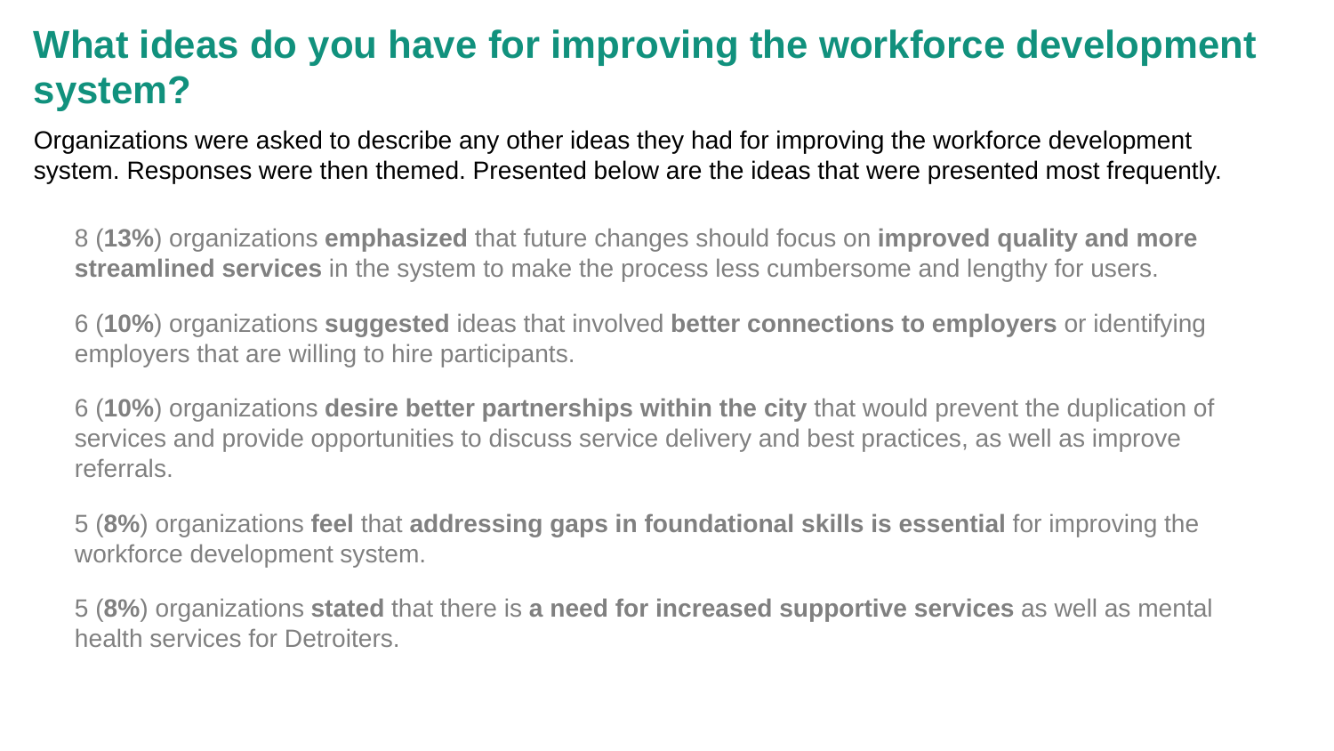# What ideas do you have for improving the workforce development system?

Organizations were asked to describe any other ideas they had for improving the workforce development system. Responses were then themed. Presented below are the ideas that were presented most frequently.

8 (**13%**) organizations **emphasized** that future changes should focus on **improved quality and more streamlined services** in the system to make the process less cumbersome and lengthy for users.

6 (**10%**) organizations **suggested** ideas that involved **better connections to employers** or identifying employers that are willing to hire participants.

6 (**10%**) organizations **desire better partnerships within the city** that would prevent the duplication of services and provide opportunities to discuss service delivery and best practices, as well as improve referrals.

5 (**8%**) organizations **feel** that **addressing gaps in foundational skills is essential** for improving the workforce development system.

5 (**8%**) organizations **stated** that there is **a need for increased supportive services** as well as mental health services for Detroiters.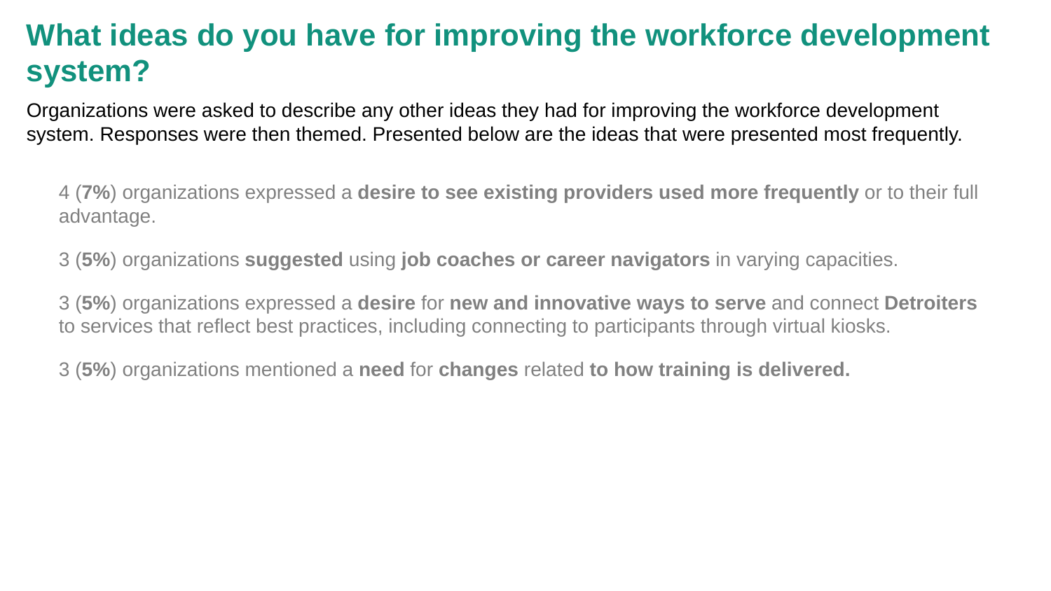# What ideas do you have for improving the workforce development system?

Organizations were asked to describe any other ideas they had for improving the workforce development system. Responses were then themed. Presented below are the ideas that were presented most frequently.

4 (**7%**) organizations expressed a **desire to see existing providers used more frequently** or to their full advantage.

3 (**5%**) organizations **suggested** using **job coaches or career navigators** in varying capacities.

3 (**5%**) organizations expressed a **desire** for **new and innovative ways to serve** and connect **Detroiters** to services that reflect best practices, including connecting to participants through virtual kiosks.

3 (**5%**) organizations mentioned a **need** for **changes** related **to how training is delivered.**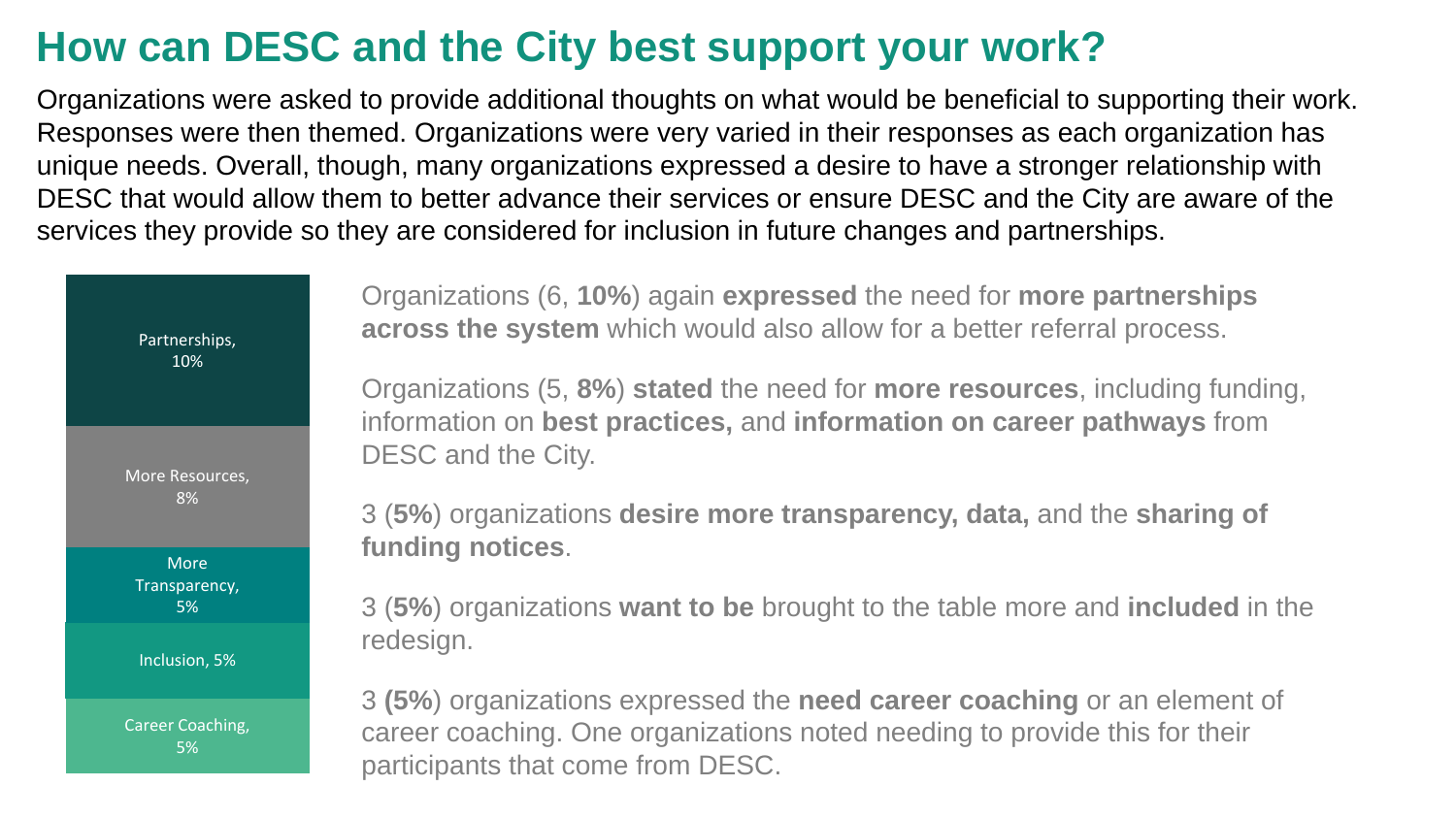# How can DESC and the City best support your work?

Organizations were asked to provide additional thoughts on what would be beneficial to supporting their work. Responses were then themed. Organizations were very varied in their responses as each organization has unique needs. Overall, though, many organizations expressed a desire to have a stronger relationship with DESC that would allow them to better advance their services or ensure DESC and the City are aware of the services they provide so they are considered for inclusion in future changes and partnerships.

Partnerships, 10%

More Resources, 8%

More Transparency, 5%

Inclusion, 5%

Career Coaching, 5%

Organizations (6, **10%**) again **expressed** the need for **more partnerships across the system** which would also allow for a better referral process.

Organizations (5, **8%**) **stated** the need for **more resources**, including funding, information on **best practices,** and **information on career pathways** from DESC and the City.

3 (**5%**) organizations **desire more transparency, data,** and the **sharing of funding notices**.

3 (**5%**) organizations **want to be** brought to the table more and **included** in the redesign.

3 **(5%**) organizations expressed the **need career coaching** or an element of career coaching. One organizations noted needing to provide this for their participants that come from DESC.